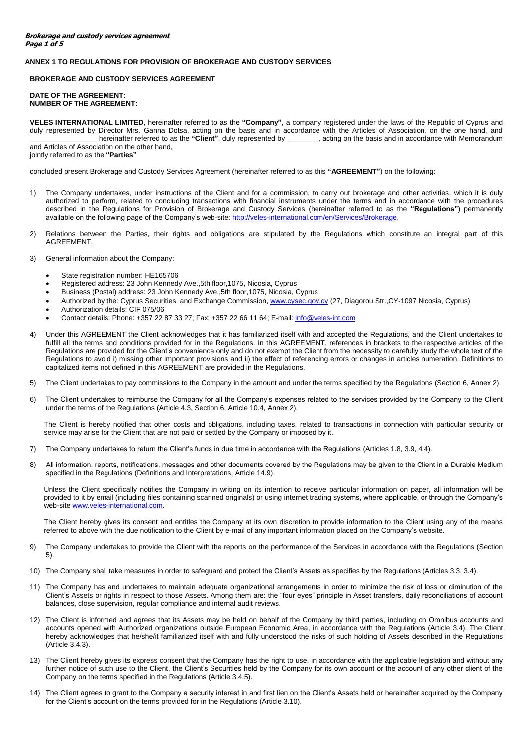**ANNEX 1 TO REGULATIONS FOR PROVISION OF BROKERAGE AND CUSTODY SERVICES**

**BROKERAGE AND CUSTODY SERVICES AGREEMENT**

**DATE OF THE AGREEMENT:**
**NUMBER OF THE AGREEMENT:**

**VELES INTERNATIONAL LIMITED**, hereinafter referred to as the **"Company"**, a company registered under the laws of the Republic of Cyprus and duly represented by Director Mrs. Ganna Dotsa, acting on the basis and in accordance with the Articles of Association, on the one hand, and ________________ hereinafter referred to as the **"Client"**, duly represented by ________, acting on the basis and in accordance with Memorandum and Articles of Association on the other hand,
jointly referred to as the **"Parties"**

concluded present Brokerage and Custody Services Agreement (hereinafter referred to as this **"AGREEMENT"**) on the following:

1) The Company undertakes, under instructions of the Client and for a commission, to carry out brokerage and other activities, which it is duly authorized to perform, related to concluding transactions with financial instruments under the terms and in accordance with the procedures described in the Regulations for Provision of Brokerage and Custody Services (hereinafter referred to as the **"Regulations"**) permanently available on the following page of the Company's web-site: http://veles-international.com/en/Services/Brokerage.

2) Relations between the Parties, their rights and obligations are stipulated by the Regulations which constitute an integral part of this AGREEMENT.

3) General information about the Company:
   - State registration number: HE165706
   - Registered address: 23 John Kennedy Ave.,5th floor,1075, Nicosia, Cyprus
   - Business (Postal) address: 23 John Kennedy Ave.,5th floor,1075, Nicosia, Cyprus
   - Authorized by the: Cyprus Securities and Exchange Commission, www.cysec.gov.cy (27, Diagorou Str.,CY-1097 Nicosia, Cyprus)
   - Authorization details: CIF 075/06
   - Contact details: Phone: +357 22 87 33 27; Fax: +357 22 66 11 64; E-mail: info@veles-int.com

4) Under this AGREEMENT the Client acknowledges that it has familiarized itself with and accepted the Regulations, and the Client undertakes to fulfill all the terms and conditions provided for in the Regulations. In this AGREEMENT, references in brackets to the respective articles of the Regulations are provided for the Client's convenience only and do not exempt the Client from the necessity to carefully study the whole text of the Regulations to avoid i) missing other important provisions and ii) the effect of referencing errors or changes in articles numeration. Definitions to capitalized items not defined in this AGREEMENT are provided in the Regulations.

5) The Client undertakes to pay commissions to the Company in the amount and under the terms specified by the Regulations (Section 6, Annex 2).

6) The Client undertakes to reimburse the Company for all the Company's expenses related to the services provided by the Company to the Client under the terms of the Regulations (Article 4.3, Section 6, Article 10.4, Annex 2).

   The Client is hereby notified that other costs and obligations, including taxes, related to transactions in connection with particular security or service may arise for the Client that are not paid or settled by the Company or imposed by it.

7) The Company undertakes to return the Client's funds in due time in accordance with the Regulations (Articles 1.8, 3.9, 4.4).

8) All information, reports, notifications, messages and other documents covered by the Regulations may be given to the Client in a Durable Medium specified in the Regulations (Definitions and Interpretations, Article 14.9).

   Unless the Client specifically notifies the Company in writing on its intention to receive particular information on paper, all information will be provided to it by email (including files containing scanned originals) or using internet trading systems, where applicable, or through the Company's web-site www.veles-international.com.

   The Client hereby gives its consent and entitles the Company at its own discretion to provide information to the Client using any of the means referred to above with the due notification to the Client by e-mail of any important information placed on the Company's website.

9) The Company undertakes to provide the Client with the reports on the performance of the Services in accordance with the Regulations (Section 5).

10) The Company shall take measures in order to safeguard and protect the Client's Assets as specifies by the Regulations (Articles 3.3, 3.4).

11) The Company has and undertakes to maintain adequate organizational arrangements in order to minimize the risk of loss or diminution of the Client's Assets or rights in respect to those Assets. Among them are: the "four eyes" principle in Asset transfers, daily reconciliations of account balances, close supervision, regular compliance and internal audit reviews.

12) The Client is informed and agrees that its Assets may be held on behalf of the Company by third parties, including on Omnibus accounts and accounts opened with Authorized organizations outside European Economic Area, in accordance with the Regulations (Article 3.4). The Client hereby acknowledges that he/she/it familiarized itself with and fully understood the risks of such holding of Assets described in the Regulations (Article 3.4.3).

13) The Client hereby gives its express consent that the Company has the right to use, in accordance with the applicable legislation and without any further notice of such use to the Client, the Client's Securities held by the Company for its own account or the account of any other client of the Company on the terms specified in the Regulations (Article 3.4.5).

14) The Client agrees to grant to the Company a security interest in and first lien on the Client's Assets held or hereinafter acquired by the Company for the Client's account on the terms provided for in the Regulations (Article 3.10).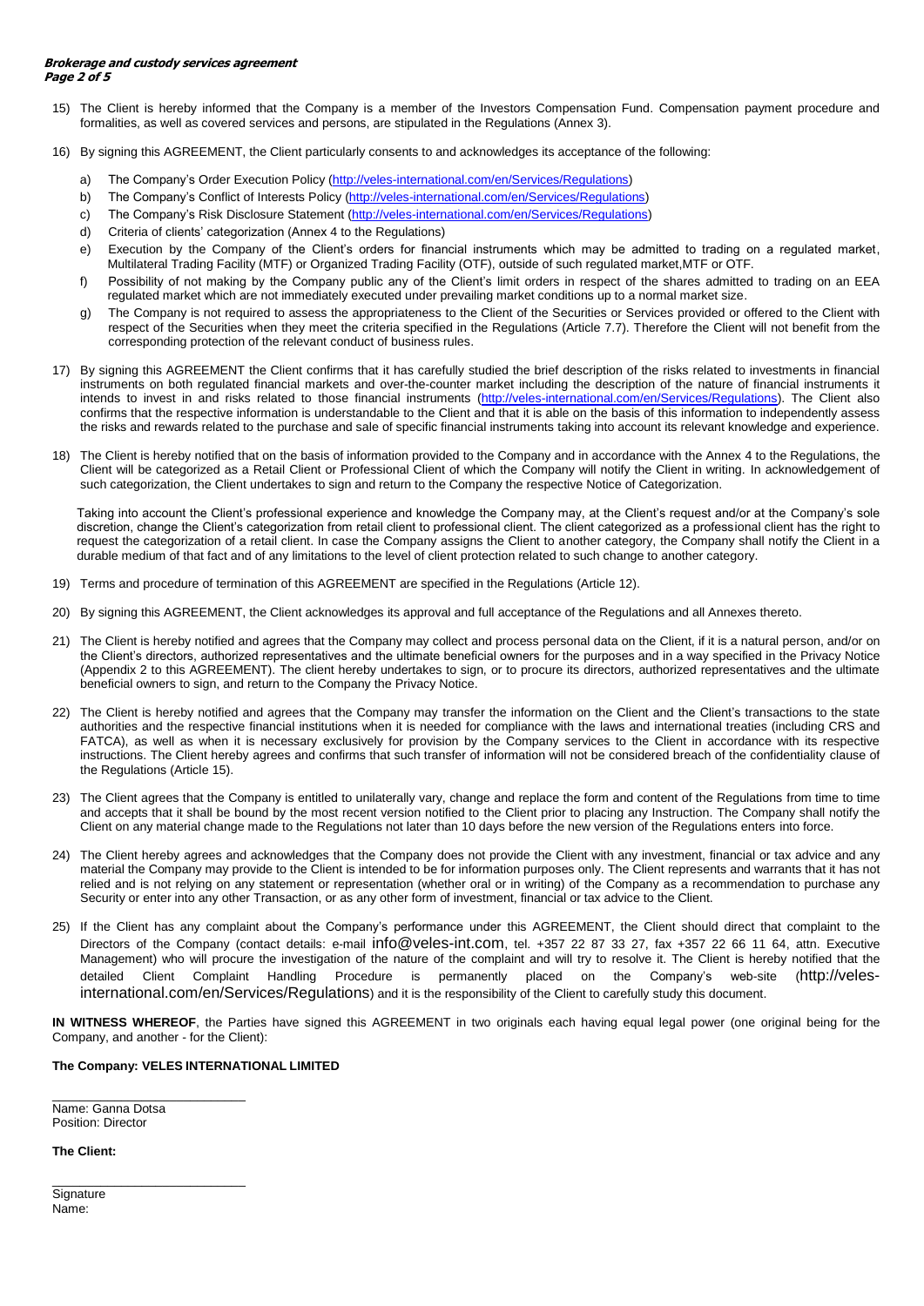15) The Client is hereby informed that the Company is a member of the Investors Compensation Fund. Compensation payment procedure and formalities, as well as covered services and persons, are stipulated in the Regulations (Annex 3).

16) By signing this AGREEMENT, the Client particularly consents to and acknowledges its acceptance of the following:

    a) The Company's Order Execution Policy (http://veles-international.com/en/Services/Regulations)
    b) The Company's Conflict of Interests Policy (http://veles-international.com/en/Services/Regulations)
    c) The Company's Risk Disclosure Statement (http://veles-international.com/en/Services/Regulations)
    d) Criteria of clients' categorization (Annex 4 to the Regulations)
    e) Execution by the Company of the Client's orders for financial instruments which may be admitted to trading on a regulated market, Multilateral Trading Facility (MTF) or Organized Trading Facility (OTF), outside of such regulated market,MTF or OTF.
    f) Possibility of not making by the Company public any of the Client's limit orders in respect of the shares admitted to trading on an EEA regulated market which are not immediately executed under prevailing market conditions up to a normal market size.
    g) The Company is not required to assess the appropriateness to the Client of the Securities or Services provided or offered to the Client with respect of the Securities when they meet the criteria specified in the Regulations (Article 7.7). Therefore the Client will not benefit from the corresponding protection of the relevant conduct of business rules.

17) By signing this AGREEMENT the Client confirms that it has carefully studied the brief description of the risks related to investments in financial instruments on both regulated financial markets and over-the-counter market including the description of the nature of financial instruments it intends to invest in and risks related to those financial instruments (http://veles-international.com/en/Services/Regulations). The Client also confirms that the respective information is understandable to the Client and that it is able on the basis of this information to independently assess the risks and rewards related to the purchase and sale of specific financial instruments taking into account its relevant knowledge and experience.

18) The Client is hereby notified that on the basis of information provided to the Company and in accordance with the Annex 4 to the Regulations, the Client will be categorized as a Retail Client or Professional Client of which the Company will notify the Client in writing. In acknowledgement of such categorization, the Client undertakes to sign and return to the Company the respective Notice of Categorization.

    Taking into account the Client's professional experience and knowledge the Company may, at the Client's request and/or at the Company's sole discretion, change the Client's categorization from retail client to professional client. The client categorized as a professional client has the right to request the categorization of a retail client. In case the Company assigns the Client to another category, the Company shall notify the Client in a durable medium of that fact and of any limitations to the level of client protection related to such change to another category.

19) Terms and procedure of termination of this AGREEMENT are specified in the Regulations (Article 12).

20) By signing this AGREEMENT, the Client acknowledges its approval and full acceptance of the Regulations and all Annexes thereto.

21) The Client is hereby notified and agrees that the Company may collect and process personal data on the Client, if it is a natural person, and/or on the Client's directors, authorized representatives and the ultimate beneficial owners for the purposes and in a way specified in the Privacy Notice (Appendix 2 to this AGREEMENT). The client hereby undertakes to sign, or to procure its directors, authorized representatives and the ultimate beneficial owners to sign, and return to the Company the Privacy Notice.

22) The Client is hereby notified and agrees that the Company may transfer the information on the Client and the Client's transactions to the state authorities and the respective financial institutions when it is needed for compliance with the laws and international treaties (including CRS and FATCA), as well as when it is necessary exclusively for provision by the Company services to the Client in accordance with its respective instructions. The Client hereby agrees and confirms that such transfer of information will not be considered breach of the confidentiality clause of the Regulations (Article 15).

23) The Client agrees that the Company is entitled to unilaterally vary, change and replace the form and content of the Regulations from time to time and accepts that it shall be bound by the most recent version notified to the Client prior to placing any Instruction. The Company shall notify the Client on any material change made to the Regulations not later than 10 days before the new version of the Regulations enters into force.

24) The Client hereby agrees and acknowledges that the Company does not provide the Client with any investment, financial or tax advice and any material the Company may provide to the Client is intended to be for information purposes only. The Client represents and warrants that it has not relied and is not relying on any statement or representation (whether oral or in writing) of the Company as a recommendation to purchase any Security or enter into any other Transaction, or as any other form of investment, financial or tax advice to the Client.

25) If the Client has any complaint about the Company's performance under this AGREEMENT, the Client should direct that complaint to the Directors of the Company (contact details: e-mail info@veles-int.com, tel. +357 22 87 33 27, fax +357 22 66 11 64, attn. Executive Management) who will procure the investigation of the nature of the complaint and will try to resolve it. The Client is hereby notified that the detailed Client Complaint Handling Procedure is permanently placed on the Company's web-site (http://veles-international.com/en/Services/Regulations) and it is the responsibility of the Client to carefully study this document.

**IN WITNESS WHEREOF**, the Parties have signed this AGREEMENT in two originals each having equal legal power (one original being for the Company, and another - for the Client):

**The Company: VELES INTERNATIONAL LIMITED**

\_\_\_\_\_\_\_\_\_\_\_\_\_\_\_\_\_\_\_\_\_\_\_\_\_\_\_\_

Name: Ganna Dotsa
Position: Director

**The Client:**

\_\_\_\_\_\_\_\_\_\_\_\_\_\_\_\_\_\_\_\_\_\_\_\_\_\_\_\_

Signature
Name: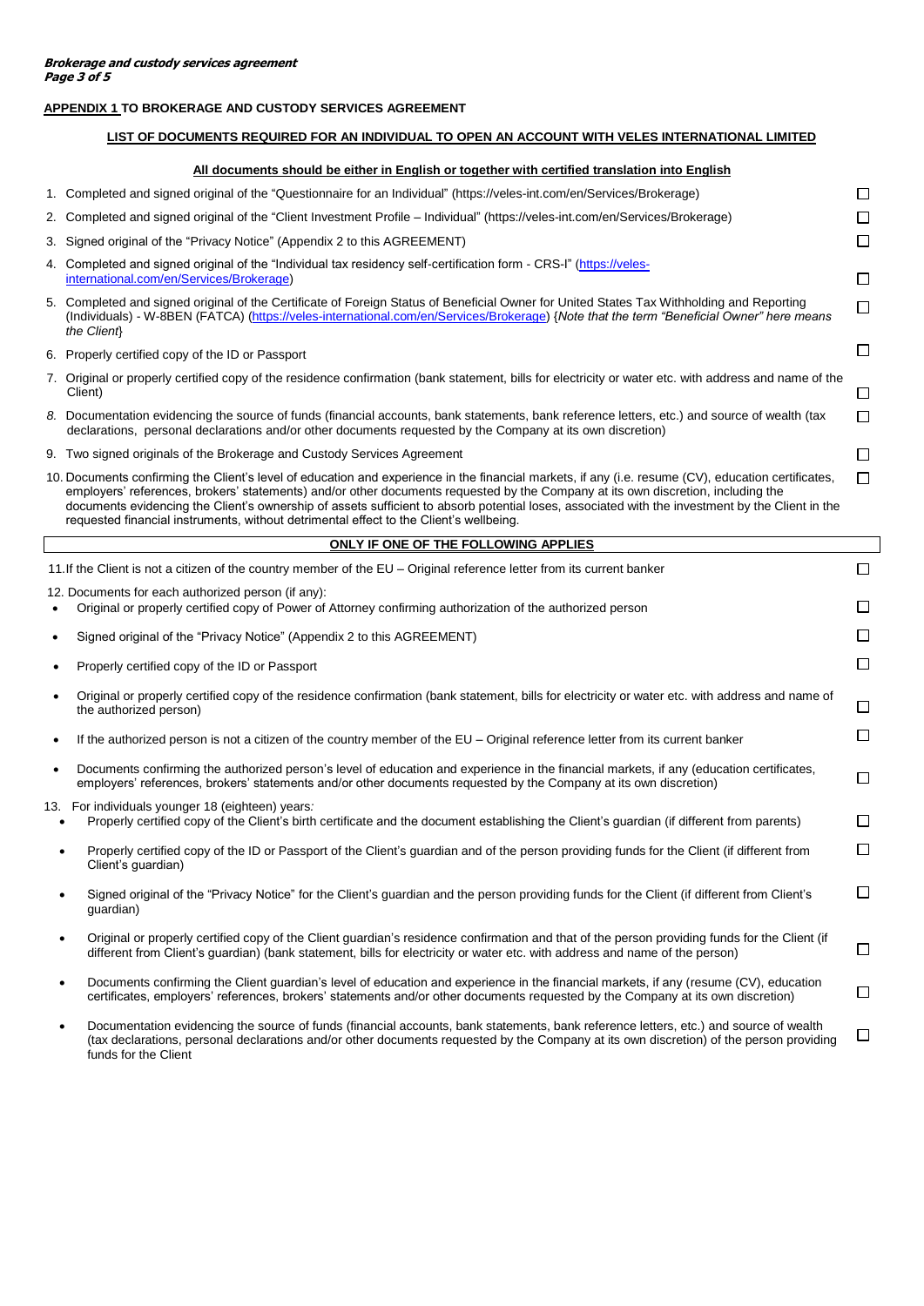**APPENDIX 1 TO BROKERAGE AND CUSTODY SERVICES AGREEMENT**

**LIST OF DOCUMENTS REQUIRED FOR AN INDIVIDUAL TO OPEN AN ACCOUNT WITH VELES INTERNATIONAL LIMITED**

**All documents should be either in English or together with certified translation into English**

1. Completed and signed original of the "Questionnaire for an Individual" (https://veles-int.com/en/Services/Brokerage) ☐
2. Completed and signed original of the "Client Investment Profile – Individual" (https://veles-int.com/en/Services/Brokerage) ☐
3. Signed original of the "Privacy Notice" (Appendix 2 to this AGREEMENT) ☐
4. Completed and signed original of the "Individual tax residency self-certification form - CRS-I" (https://veles-international.com/en/Services/Brokerage) ☐
5. Completed and signed original of the Certificate of Foreign Status of Beneficial Owner for United States Tax Withholding and Reporting (Individuals) - W-8BEN (FATCA) (https://veles-international.com/en/Services/Brokerage) {*Note that the term "Beneficial Owner" here means the Client*} ☐
6. Properly certified copy of the ID or Passport ☐
7. Original or properly certified copy of the residence confirmation (bank statement, bills for electricity or water etc. with address and name of the Client) ☐
8. Documentation evidencing the source of funds (financial accounts, bank statements, bank reference letters, etc.) and source of wealth (tax declarations, personal declarations and/or other documents requested by the Company at its own discretion) ☐
9. Two signed originals of the Brokerage and Custody Services Agreement ☐
10. Documents confirming the Client's level of education and experience in the financial markets, if any (i.e. resume (CV), education certificates, employers' references, brokers' statements) and/or other documents requested by the Company at its own discretion, including the documents evidencing the Client's ownership of assets sufficient to absorb potential loses, associated with the investment by the Client in the requested financial instruments, without detrimental effect to the Client's wellbeing. ☐

**ONLY IF ONE OF THE FOLLOWING APPLIES**

11. If the Client is not a citizen of the country member of the EU – Original reference letter from its current banker ☐
12. Documents for each authorized person (if any):
    - Original or properly certified copy of Power of Attorney confirming authorization of the authorized person ☐
    - Signed original of the "Privacy Notice" (Appendix 2 to this AGREEMENT) ☐
    - Properly certified copy of the ID or Passport ☐
    - Original or properly certified copy of the residence confirmation (bank statement, bills for electricity or water etc. with address and name of the authorized person) ☐
    - If the authorized person is not a citizen of the country member of the EU – Original reference letter from its current banker ☐
    - Documents confirming the authorized person's level of education and experience in the financial markets, if any (education certificates, employers' references, brokers' statements and/or other documents requested by the Company at its own discretion) ☐
13. For individuals younger 18 (eighteen) years*:*
    - Properly certified copy of the Client's birth certificate and the document establishing the Client's guardian (if different from parents) ☐
    - Properly certified copy of the ID or Passport of the Client's guardian and of the person providing funds for the Client (if different from Client's guardian) ☐
    - Signed original of the "Privacy Notice" for the Client's guardian and the person providing funds for the Client (if different from Client's guardian) ☐
    - Original or properly certified copy of the Client guardian's residence confirmation and that of the person providing funds for the Client (if different from Client's guardian) (bank statement, bills for electricity or water etc. with address and name of the person) ☐
    - Documents confirming the Client guardian's level of education and experience in the financial markets, if any (resume (CV), education certificates, employers' references, brokers' statements and/or other documents requested by the Company at its own discretion) ☐
    - Documentation evidencing the source of funds (financial accounts, bank statements, bank reference letters, etc.) and source of wealth (tax declarations, personal declarations and/or other documents requested by the Company at its own discretion) of the person providing funds for the Client ☐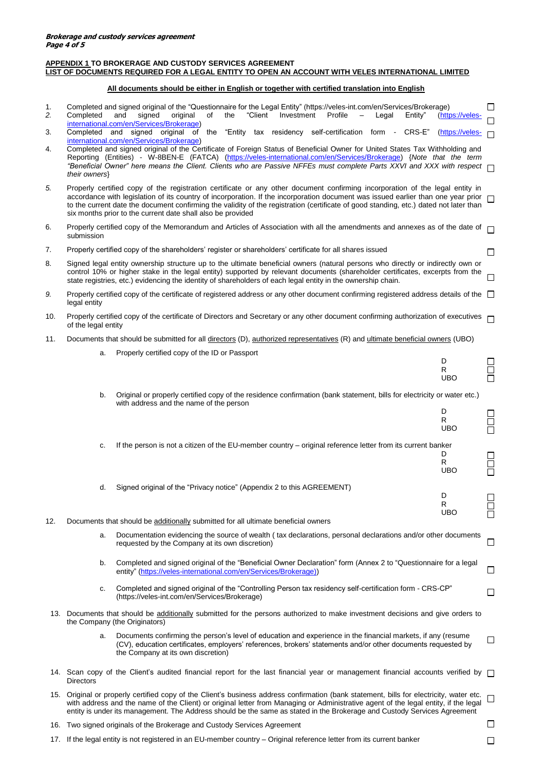**APPENDIX 1 TO BROKERAGE AND CUSTODY SERVICES AGREEMENT**
**LIST OF DOCUMENTS REQUIRED FOR A LEGAL ENTITY TO OPEN AN ACCOUNT WITH VELES INTERNATIONAL LIMITED**

**All documents should be either in English or together with certified translation into English**

1. Completed and signed original of the "Questionnaire for the Legal Entity" (https://veles-int.com/en/Services/Brokerage) ☐
2. Completed and signed original of the "Client Investment Profile – Legal Entity" (https://veles-international.com/en/Services/Brokerage) ☐
3. Completed and signed original of the "Entity tax residency self-certification form - CRS-E" (https://veles-international.com/en/Services/Brokerage) ☐
4. Completed and signed original of the Certificate of Foreign Status of Beneficial Owner for United States Tax Withholding and Reporting (Entities) - W-8BEN-E (FATCA) (https://veles-international.com/en/Services/Brokerage) {*Note that the term "Beneficial Owner" here means the Client. Clients who are Passive NFFEs must complete Parts XXVI and XXX with respect their owners*} ☐
5. Properly certified copy of the registration certificate or any other document confirming incorporation of the legal entity in accordance with legislation of its country of incorporation. If the incorporation document was issued earlier than one year prior to the current date the document confirming the validity of the registration (certificate of good standing, etc.) dated not later than six months prior to the current date shall also be provided ☐
6. Properly certified copy of the Memorandum and Articles of Association with all the amendments and annexes as of the date of submission ☐
7. Properly certified copy of the shareholders' register or shareholders' certificate for all shares issued ☐
8. Signed legal entity ownership structure up to the ultimate beneficial owners (natural persons who directly or indirectly own or control 10% or higher stake in the legal entity) supported by relevant documents (shareholder certificates, excerpts from the state registries, etc.) evidencing the identity of shareholders of each legal entity in the ownership chain. ☐
9. Properly certified copy of the certificate of registered address or any other document confirming registered address details of the legal entity ☐
10. Properly certified copy of the certificate of Directors and Secretary or any other document confirming authorization of executives of the legal entity ☐
11. Documents that should be submitted for all directors (D), authorized representatives (R) and ultimate beneficial owners (UBO)
    a. Properly certified copy of the ID or Passport
       - D ☐
       - R ☐
       - UBO ☐
    b. Original or properly certified copy of the residence confirmation (bank statement, bills for electricity or water etc.) with address and the name of the person
       - D ☐
       - R ☐
       - UBO ☐
    c. If the person is not a citizen of the EU-member country – original reference letter from its current banker
       - D ☐
       - R ☐
       - UBO ☐
    d. Signed original of the "Privacy notice" (Appendix 2 to this AGREEMENT)
       - D ☐
       - R ☐
       - UBO ☐
12. Documents that should be additionally submitted for all ultimate beneficial owners
    a. Documentation evidencing the source of wealth ( tax declarations, personal declarations and/or other documents requested by the Company at its own discretion) ☐
    b. Completed and signed original of the "Beneficial Owner Declaration" form (Annex 2 to "Questionnaire for a legal entity" (https://veles-international.com/en/Services/Brokerage)) ☐
    c. Completed and signed original of the "Controlling Person tax residency self-certification form - CRS-CP" (https://veles-int.com/en/Services/Brokerage) ☐
13. Documents that should be additionally submitted for the persons authorized to make investment decisions and give orders to the Company (the Originators)
    a. Documents confirming the person's level of education and experience in the financial markets, if any (resume (CV), education certificates, employers' references, brokers' statements and/or other documents requested by the Company at its own discretion) ☐
14. Scan copy of the Client's audited financial report for the last financial year or management financial accounts verified by Directors ☐
15. Original or properly certified copy of the Client's business address confirmation (bank statement, bills for electricity, water etc. with address and the name of the Client) or original letter from Managing or Administrative agent of the legal entity, if the legal entity is under its management. The Address should be the same as stated in the Brokerage and Custody Services Agreement ☐
16. Two signed originals of the Brokerage and Custody Services Agreement ☐
17. If the legal entity is not registered in an EU-member country – Original reference letter from its current banker ☐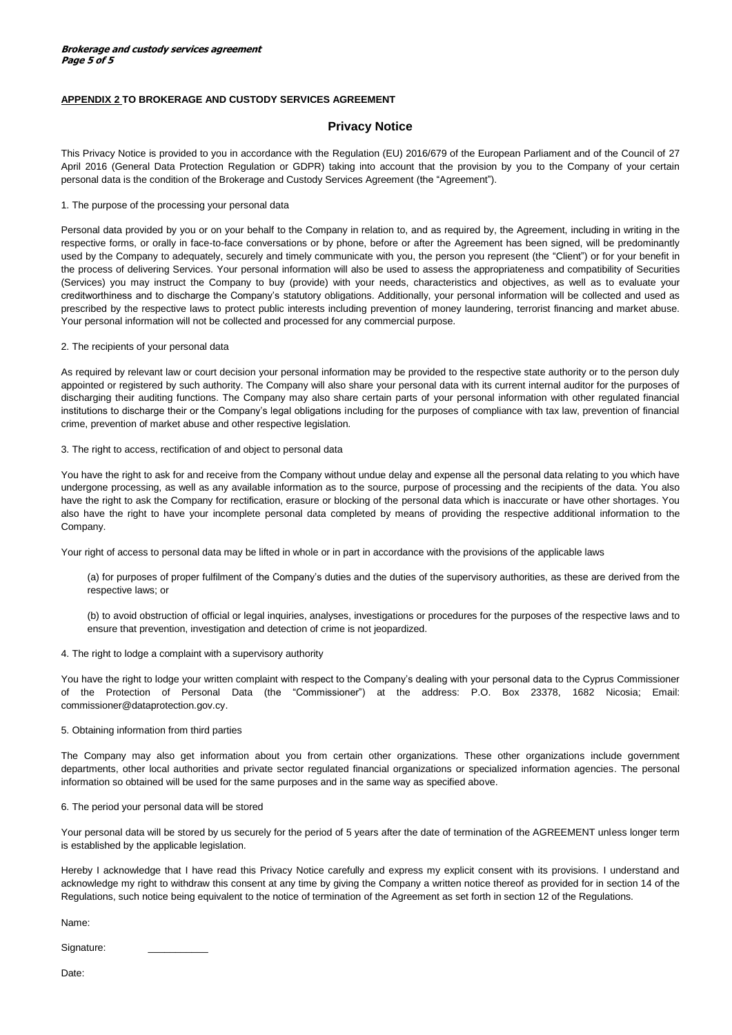**APPENDIX 2 TO BROKERAGE AND CUSTODY SERVICES AGREEMENT**

## Privacy Notice

This Privacy Notice is provided to you in accordance with the Regulation (EU) 2016/679 of the European Parliament and of the Council of 27 April 2016 (General Data Protection Regulation or GDPR) taking into account that the provision by you to the Company of your certain personal data is the condition of the Brokerage and Custody Services Agreement (the "Agreement").

1. The purpose of the processing your personal data

Personal data provided by you or on your behalf to the Company in relation to, and as required by, the Agreement, including in writing in the respective forms, or orally in face-to-face conversations or by phone, before or after the Agreement has been signed, will be predominantly used by the Company to adequately, securely and timely communicate with you, the person you represent (the "Client") or for your benefit in the process of delivering Services. Your personal information will also be used to assess the appropriateness and compatibility of Securities (Services) you may instruct the Company to buy (provide) with your needs, characteristics and objectives, as well as to evaluate your creditworthiness and to discharge the Company's statutory obligations. Additionally, your personal information will be collected and used as prescribed by the respective laws to protect public interests including prevention of money laundering, terrorist financing and market abuse. Your personal information will not be collected and processed for any commercial purpose.

2. The recipients of your personal data

As required by relevant law or court decision your personal information may be provided to the respective state authority or to the person duly appointed or registered by such authority. The Company will also share your personal data with its current internal auditor for the purposes of discharging their auditing functions. The Company may also share certain parts of your personal information with other regulated financial institutions to discharge their or the Company's legal obligations including for the purposes of compliance with tax law, prevention of financial crime, prevention of market abuse and other respective legislation.

3. The right to access, rectification of and object to personal data

You have the right to ask for and receive from the Company without undue delay and expense all the personal data relating to you which have undergone processing, as well as any available information as to the source, purpose of processing and the recipients of the data. You also have the right to ask the Company for rectification, erasure or blocking of the personal data which is inaccurate or have other shortages. You also have the right to have your incomplete personal data completed by means of providing the respective additional information to the Company.

Your right of access to personal data may be lifted in whole or in part in accordance with the provisions of the applicable laws

(a) for purposes of proper fulfilment of the Company's duties and the duties of the supervisory authorities, as these are derived from the respective laws; or

(b) to avoid obstruction of official or legal inquiries, analyses, investigations or procedures for the purposes of the respective laws and to ensure that prevention, investigation and detection of crime is not jeopardized.

4. The right to lodge a complaint with a supervisory authority

You have the right to lodge your written complaint with respect to the Company's dealing with your personal data to the Cyprus Commissioner of the Protection of Personal Data (the "Commissioner") at the address: P.O. Box 23378, 1682 Nicosia; Email: commissioner@dataprotection.gov.cy.

5. Obtaining information from third parties

The Company may also get information about you from certain other organizations. These other organizations include government departments, other local authorities and private sector regulated financial organizations or specialized information agencies. The personal information so obtained will be used for the same purposes and in the same way as specified above.

6. The period your personal data will be stored

Your personal data will be stored by us securely for the period of 5 years after the date of termination of the AGREEMENT unless longer term is established by the applicable legislation.

Hereby I acknowledge that I have read this Privacy Notice carefully and express my explicit consent with its provisions. I understand and acknowledge my right to withdraw this consent at any time by giving the Company a written notice thereof as provided for in section 14 of the Regulations, such notice being equivalent to the notice of termination of the Agreement as set forth in section 12 of the Regulations.

Name:

Signature: ___________

Date: